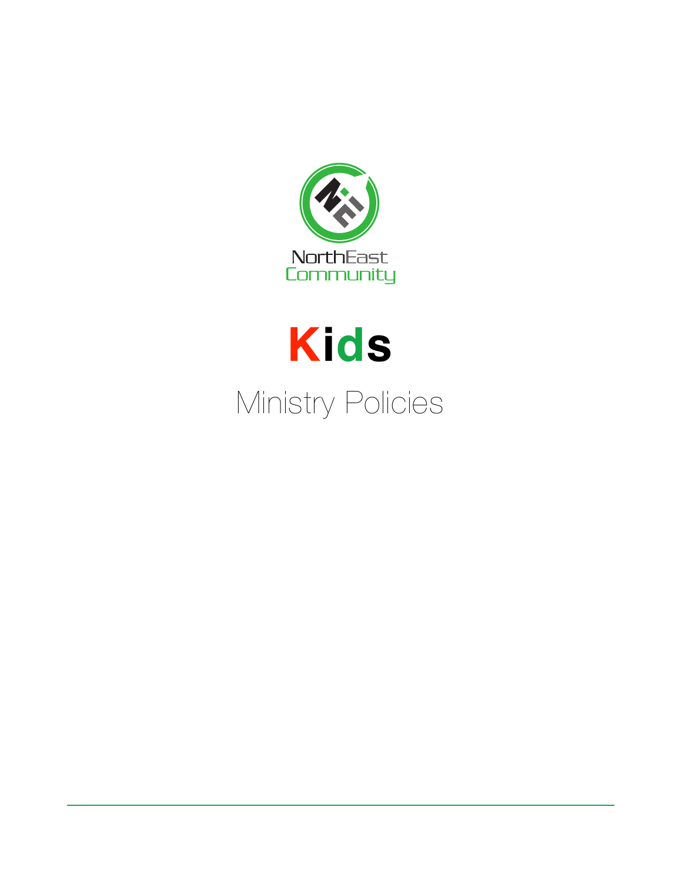NorthEast
Community

# Kids

## Ministry Policies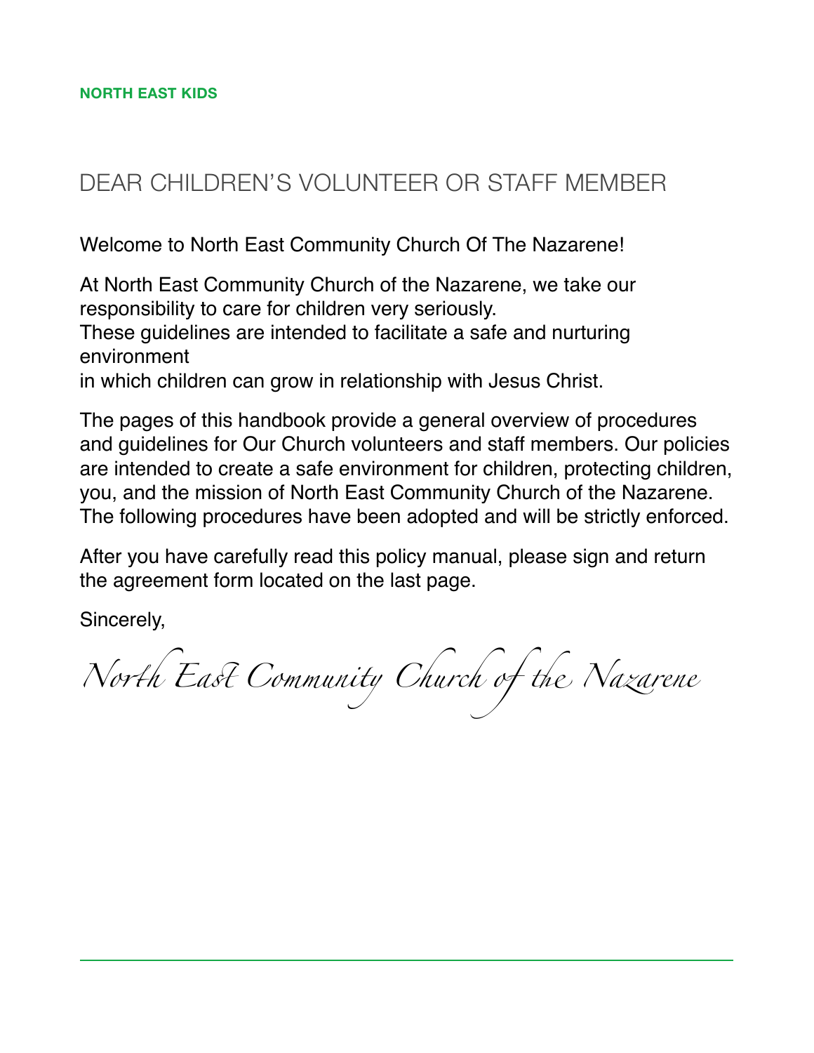**NORTH EAST KIDS**

# DEAR CHILDREN'S VOLUNTEER OR STAFF MEMBER

Welcome to North East Community Church Of The Nazarene!

At North East Community Church of the Nazarene, we take our responsibility to care for children very seriously.
These guidelines are intended to facilitate a safe and nurturing environment
in which children can grow in relationship with Jesus Christ.

The pages of this handbook provide a general overview of procedures and guidelines for Our Church volunteers and staff members. Our policies are intended to create a safe environment for children, protecting children, you, and the mission of North East Community Church of the Nazarene. The following procedures have been adopted and will be strictly enforced.

After you have carefully read this policy manual, please sign and return the agreement form located on the last page.

Sincerely,

*North East Community Church of the Nazarene*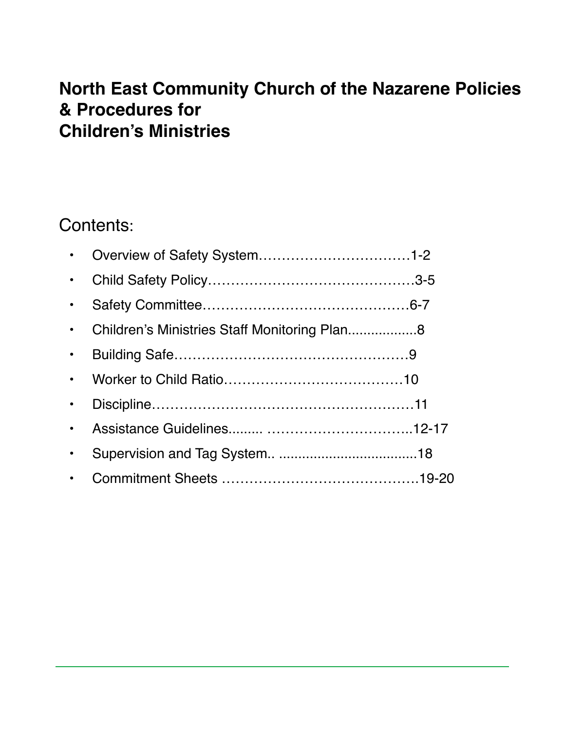# North East Community Church of the Nazarene Policies & Procedures for Children's Ministries

## Contents:

- Overview of Safety System……………………………1-2
- Child Safety Policy………………………………………3-5
- Safety Committee………………………………………6-7
- Children's Ministries Staff Monitoring Plan.................8
- Building Safe……………………………………………9
- Worker to Child Ratio…………………………………10
- Discipline…………………………………………………11
- Assistance Guidelines......... …………………………..12-17
- Supervision and Tag System.. ...................................18
- Commitment Sheets ……………………………………19-20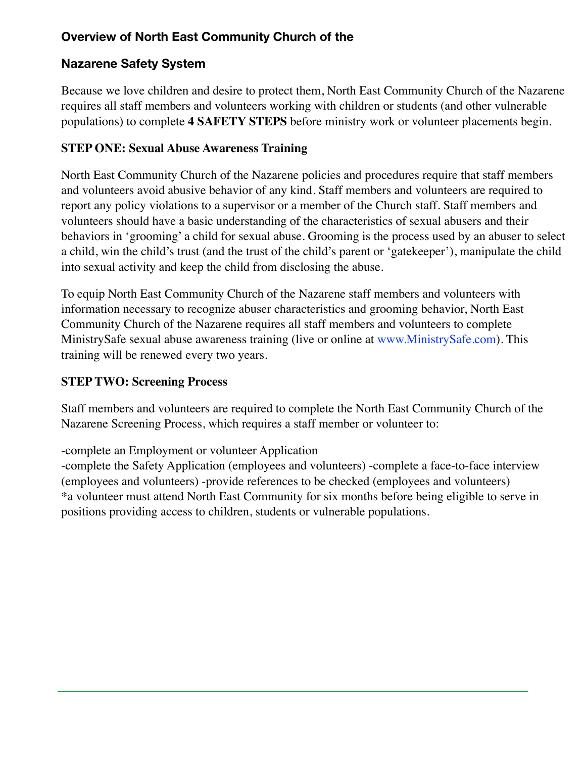## Overview of North East Community Church of the Nazarene Safety System

Because we love children and desire to protect them, North East Community Church of the Nazarene requires all staff members and volunteers working with children or students (and other vulnerable populations) to complete **4 SAFETY STEPS** before ministry work or volunteer placements begin.

### STEP ONE: Sexual Abuse Awareness Training

North East Community Church of the Nazarene policies and procedures require that staff members and volunteers avoid abusive behavior of any kind. Staff members and volunteers are required to report any policy violations to a supervisor or a member of the Church staff. Staff members and volunteers should have a basic understanding of the characteristics of sexual abusers and their behaviors in 'grooming' a child for sexual abuse. Grooming is the process used by an abuser to select a child, win the child's trust (and the trust of the child's parent or 'gatekeeper'), manipulate the child into sexual activity and keep the child from disclosing the abuse.

To equip North East Community Church of the Nazarene staff members and volunteers with information necessary to recognize abuser characteristics and grooming behavior, North East Community Church of the Nazarene requires all staff members and volunteers to complete MinistrySafe sexual abuse awareness training (live or online at www.MinistrySafe.com). This training will be renewed every two years.

### STEP TWO: Screening Process

Staff members and volunteers are required to complete the North East Community Church of the Nazarene Screening Process, which requires a staff member or volunteer to:

-complete an Employment or volunteer Application
-complete the Safety Application (employees and volunteers) -complete a face-to-face interview (employees and volunteers) -provide references to be checked (employees and volunteers)
*a volunteer must attend North East Community for six months before being eligible to serve in positions providing access to children, students or vulnerable populations.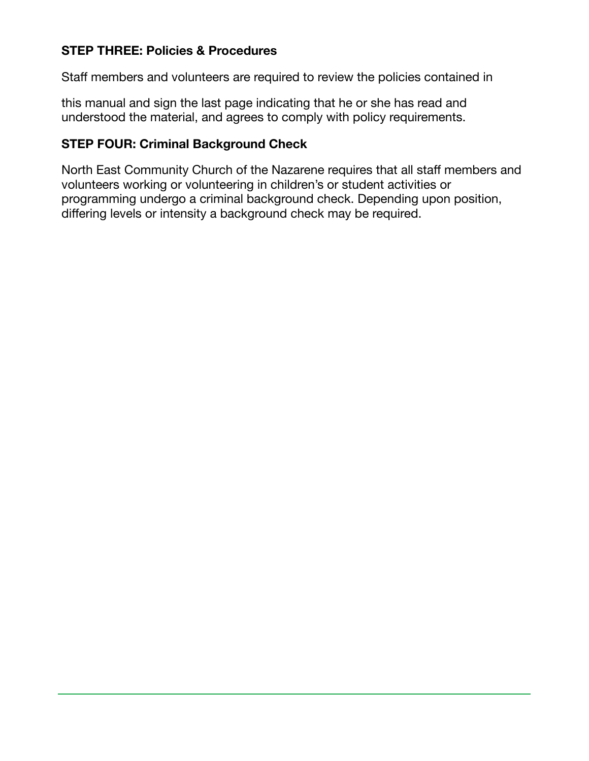**STEP THREE: Policies & Procedures**

Staff members and volunteers are required to review the policies contained in

this manual and sign the last page indicating that he or she has read and understood the material, and agrees to comply with policy requirements.

**STEP FOUR: Criminal Background Check**

North East Community Church of the Nazarene requires that all staff members and volunteers working or volunteering in children's or student activities or programming undergo a criminal background check. Depending upon position, differing levels or intensity a background check may be required.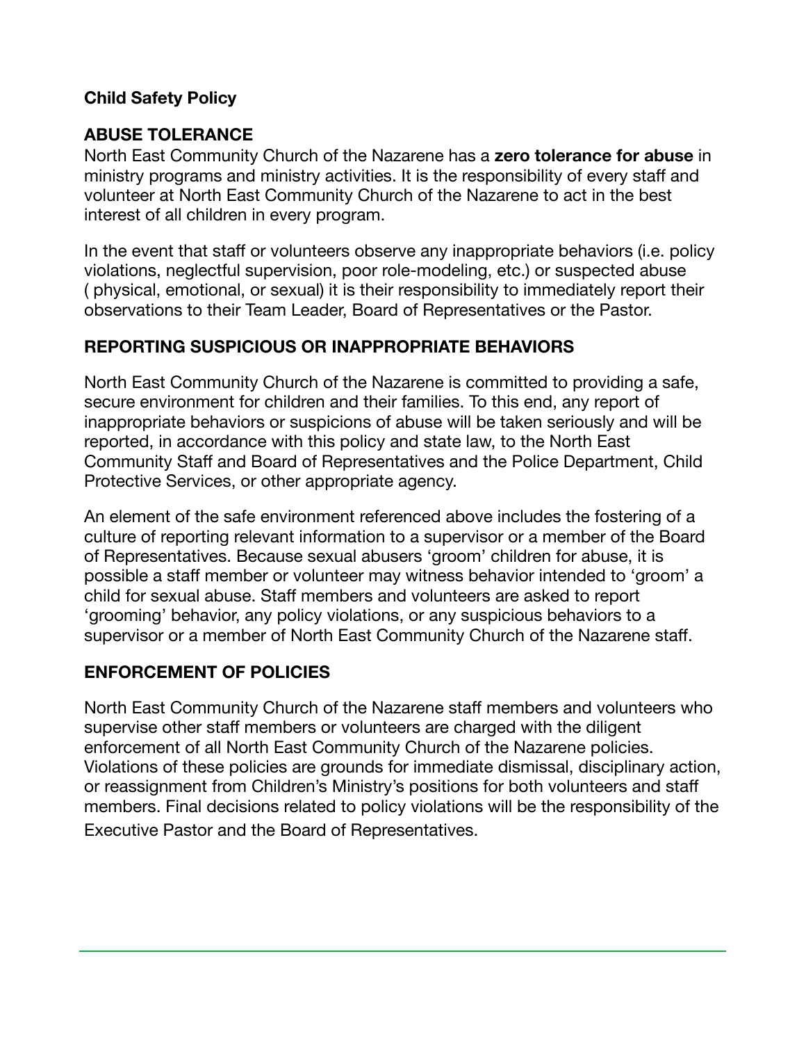**Child Safety Policy**

## ABUSE TOLERANCE

North East Community Church of the Nazarene has a **zero tolerance for abuse** in ministry programs and ministry activities. It is the responsibility of every staff and volunteer at North East Community Church of the Nazarene to act in the best interest of all children in every program.

In the event that staff or volunteers observe any inappropriate behaviors (i.e. policy violations, neglectful supervision, poor role-modeling, etc.) or suspected abuse ( physical, emotional, or sexual) it is their responsibility to immediately report their observations to their Team Leader, Board of Representatives or the Pastor.

## REPORTING SUSPICIOUS OR INAPPROPRIATE BEHAVIORS

North East Community Church of the Nazarene is committed to providing a safe, secure environment for children and their families. To this end, any report of inappropriate behaviors or suspicions of abuse will be taken seriously and will be reported, in accordance with this policy and state law, to the North East Community Staff and Board of Representatives and the Police Department, Child Protective Services, or other appropriate agency.

An element of the safe environment referenced above includes the fostering of a culture of reporting relevant information to a supervisor or a member of the Board of Representatives. Because sexual abusers 'groom' children for abuse, it is possible a staff member or volunteer may witness behavior intended to 'groom' a child for sexual abuse. Staff members and volunteers are asked to report 'grooming' behavior, any policy violations, or any suspicious behaviors to a supervisor or a member of North East Community Church of the Nazarene staff.

## ENFORCEMENT OF POLICIES

North East Community Church of the Nazarene staff members and volunteers who supervise other staff members or volunteers are charged with the diligent enforcement of all North East Community Church of the Nazarene policies. Violations of these policies are grounds for immediate dismissal, disciplinary action, or reassignment from Children's Ministry's positions for both volunteers and staff members. Final decisions related to policy violations will be the responsibility of the Executive Pastor and the Board of Representatives.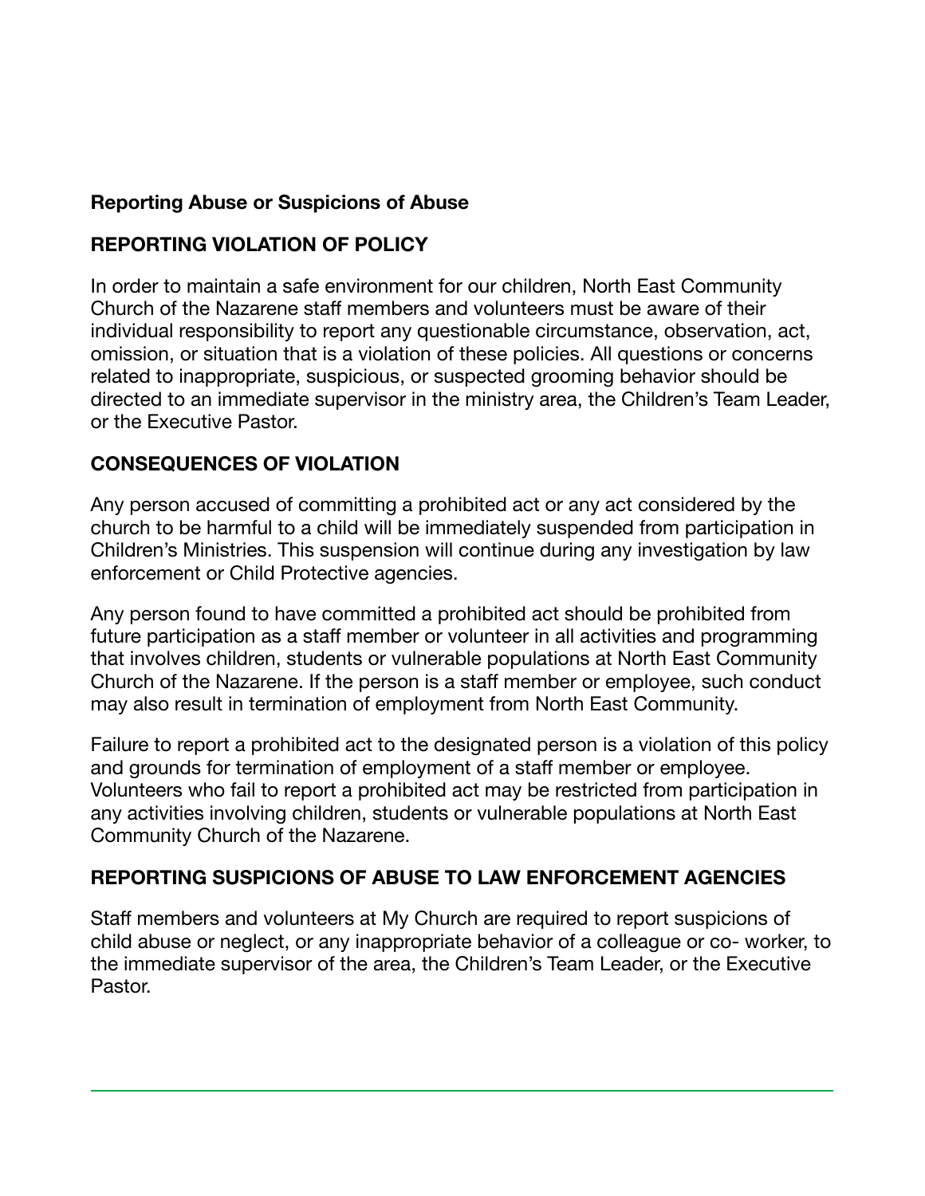**Reporting Abuse or Suspicions of Abuse**

## REPORTING VIOLATION OF POLICY

In order to maintain a safe environment for our children, North East Community Church of the Nazarene staff members and volunteers must be aware of their individual responsibility to report any questionable circumstance, observation, act, omission, or situation that is a violation of these policies. All questions or concerns related to inappropriate, suspicious, or suspected grooming behavior should be directed to an immediate supervisor in the ministry area, the Children's Team Leader, or the Executive Pastor.

## CONSEQUENCES OF VIOLATION

Any person accused of committing a prohibited act or any act considered by the church to be harmful to a child will be immediately suspended from participation in Children's Ministries. This suspension will continue during any investigation by law enforcement or Child Protective agencies.

Any person found to have committed a prohibited act should be prohibited from future participation as a staff member or volunteer in all activities and programming that involves children, students or vulnerable populations at North East Community Church of the Nazarene. If the person is a staff member or employee, such conduct may also result in termination of employment from North East Community.

Failure to report a prohibited act to the designated person is a violation of this policy and grounds for termination of employment of a staff member or employee. Volunteers who fail to report a prohibited act may be restricted from participation in any activities involving children, students or vulnerable populations at North East Community Church of the Nazarene.

## REPORTING SUSPICIONS OF ABUSE TO LAW ENFORCEMENT AGENCIES

Staff members and volunteers at My Church are required to report suspicions of child abuse or neglect, or any inappropriate behavior of a colleague or co- worker, to the immediate supervisor of the area, the Children's Team Leader, or the Executive Pastor.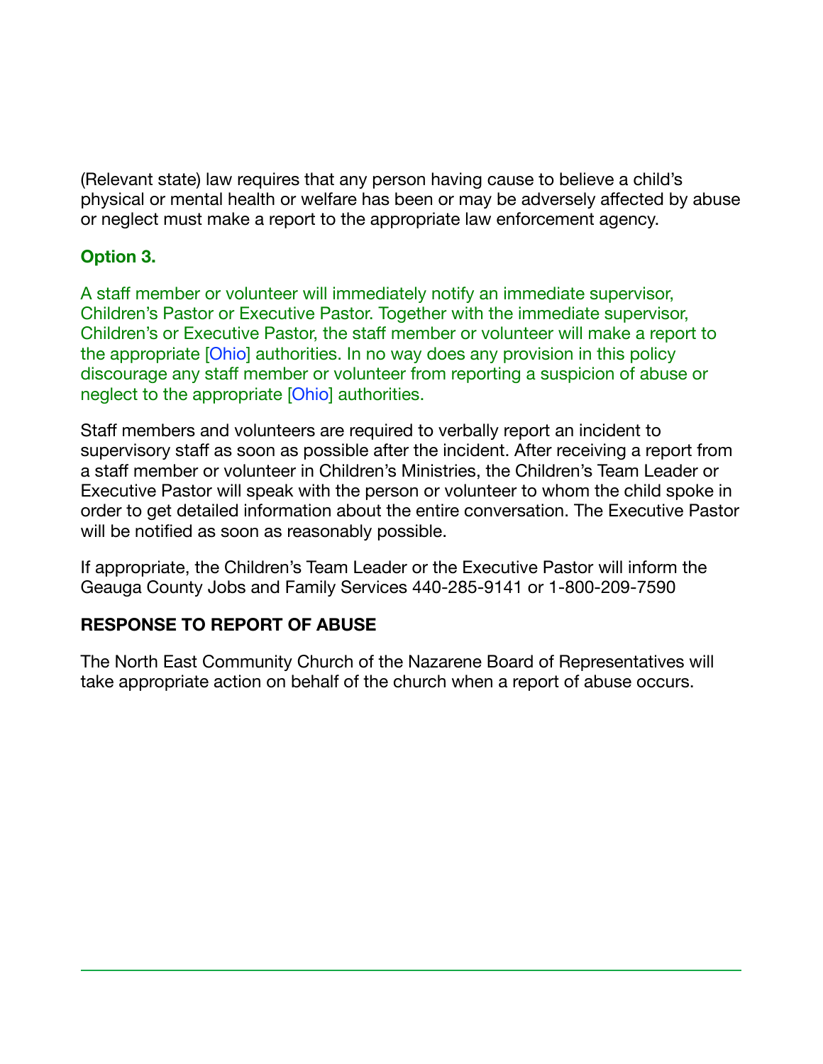(Relevant state) law requires that any person having cause to believe a child's physical or mental health or welfare has been or may be adversely affected by abuse or neglect must make a report to the appropriate law enforcement agency.

**Option 3.**

A staff member or volunteer will immediately notify an immediate supervisor, Children's Pastor or Executive Pastor. Together with the immediate supervisor, Children's or Executive Pastor, the staff member or volunteer will make a report to the appropriate [Ohio] authorities. In no way does any provision in this policy discourage any staff member or volunteer from reporting a suspicion of abuse or neglect to the appropriate [Ohio] authorities.

Staff members and volunteers are required to verbally report an incident to supervisory staff as soon as possible after the incident. After receiving a report from a staff member or volunteer in Children's Ministries, the Children's Team Leader or Executive Pastor will speak with the person or volunteer to whom the child spoke in order to get detailed information about the entire conversation. The Executive Pastor will be notified as soon as reasonably possible.

If appropriate, the Children's Team Leader or the Executive Pastor will inform the Geauga County Jobs and Family Services 440-285-9141 or 1-800-209-7590

**RESPONSE TO REPORT OF ABUSE**

The North East Community Church of the Nazarene Board of Representatives will take appropriate action on behalf of the church when a report of abuse occurs.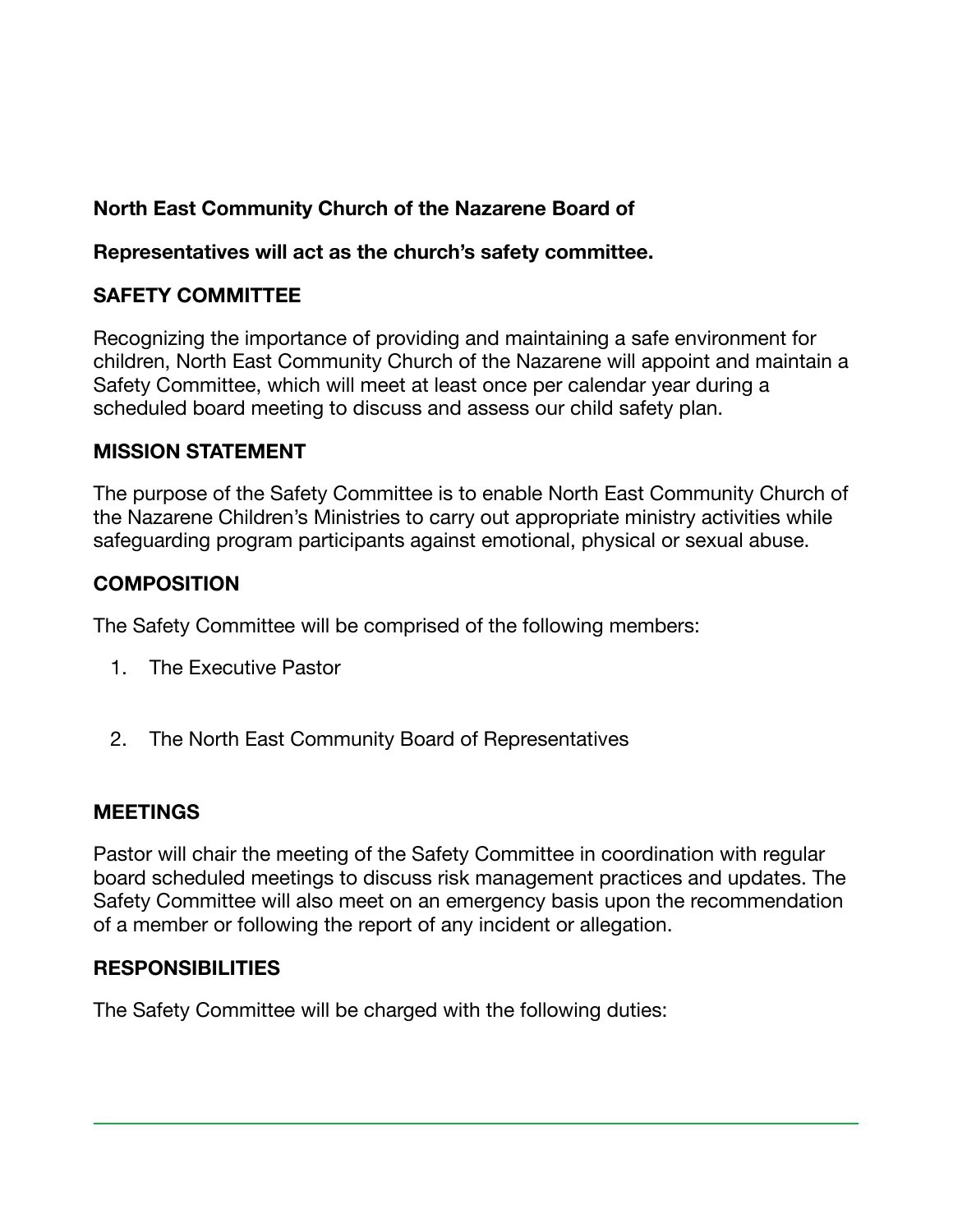**North East Community Church of the Nazarene Board of**

**Representatives will act as the church's safety committee.**

## SAFETY COMMITTEE

Recognizing the importance of providing and maintaining a safe environment for children, North East Community Church of the Nazarene will appoint and maintain a Safety Committee, which will meet at least once per calendar year during a scheduled board meeting to discuss and assess our child safety plan.

## MISSION STATEMENT

The purpose of the Safety Committee is to enable North East Community Church of the Nazarene Children's Ministries to carry out appropriate ministry activities while safeguarding program participants against emotional, physical or sexual abuse.

## COMPOSITION

The Safety Committee will be comprised of the following members:

1. The Executive Pastor

2. The North East Community Board of Representatives

## MEETINGS

Pastor will chair the meeting of the Safety Committee in coordination with regular board scheduled meetings to discuss risk management practices and updates. The Safety Committee will also meet on an emergency basis upon the recommendation of a member or following the report of any incident or allegation.

## RESPONSIBILITIES

The Safety Committee will be charged with the following duties: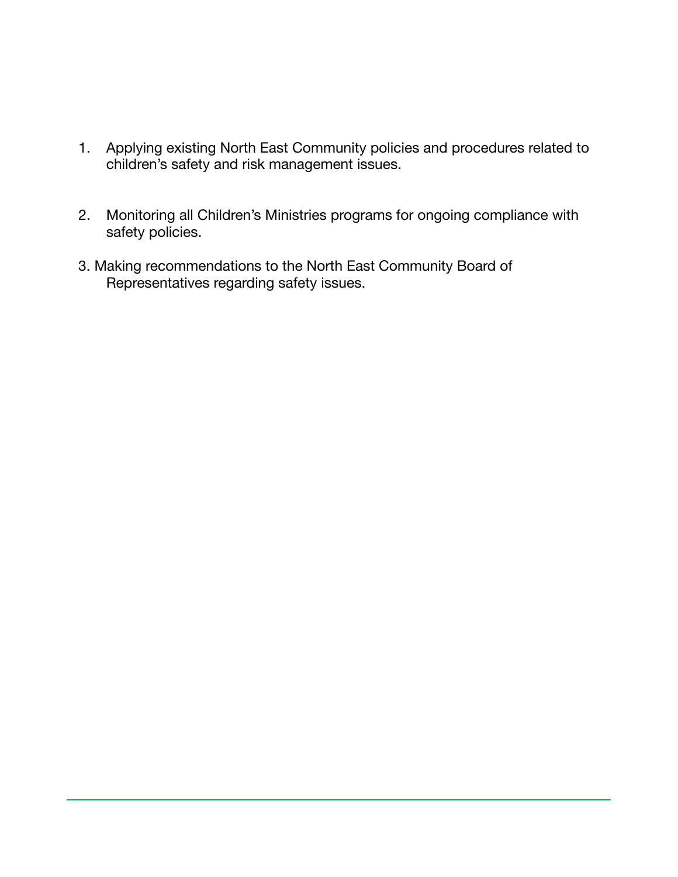1. Applying existing North East Community policies and procedures related to children's safety and risk management issues.

2. Monitoring all Children's Ministries programs for ongoing compliance with safety policies.

3. Making recommendations to the North East Community Board of Representatives regarding safety issues.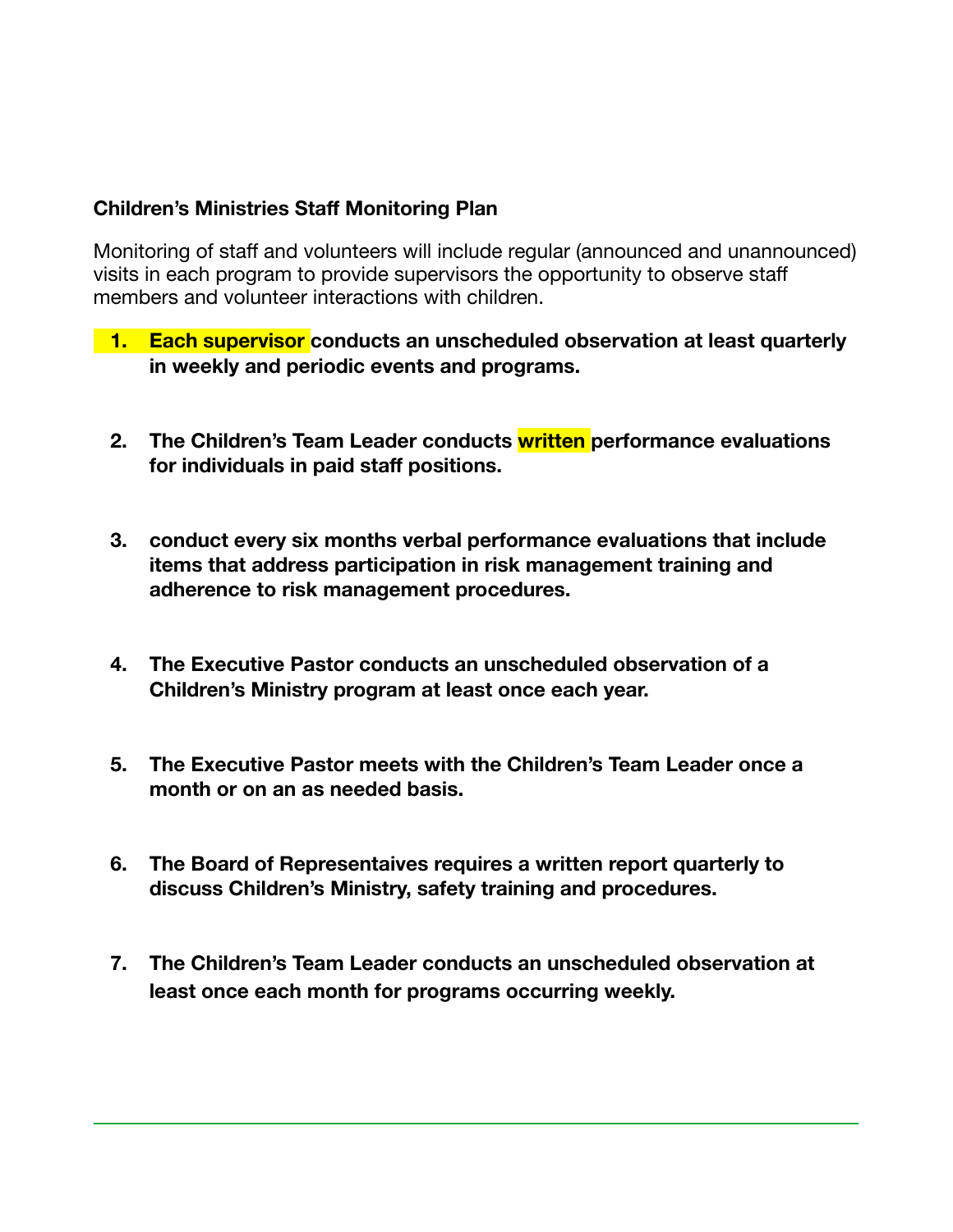**Children's Ministries Staff Monitoring Plan**

Monitoring of staff and volunteers will include regular (announced and unannounced) visits in each program to provide supervisors the opportunity to observe staff members and volunteer interactions with children.

1. **Each supervisor conducts an unscheduled observation at least quarterly in weekly and periodic events and programs.**

2. **The Children's Team Leader conducts written performance evaluations for individuals in paid staff positions.**

3. **conduct every six months verbal performance evaluations that include items that address participation in risk management training and adherence to risk management procedures.**

4. **The Executive Pastor conducts an unscheduled observation of a Children's Ministry program at least once each year.**

5. **The Executive Pastor meets with the Children's Team Leader once a month or on an as needed basis.**

6. **The Board of Representaives requires a written report quarterly to discuss Children's Ministry, safety training and procedures.**

7. **The Children's Team Leader conducts an unscheduled observation at least once each month for programs occurring weekly.**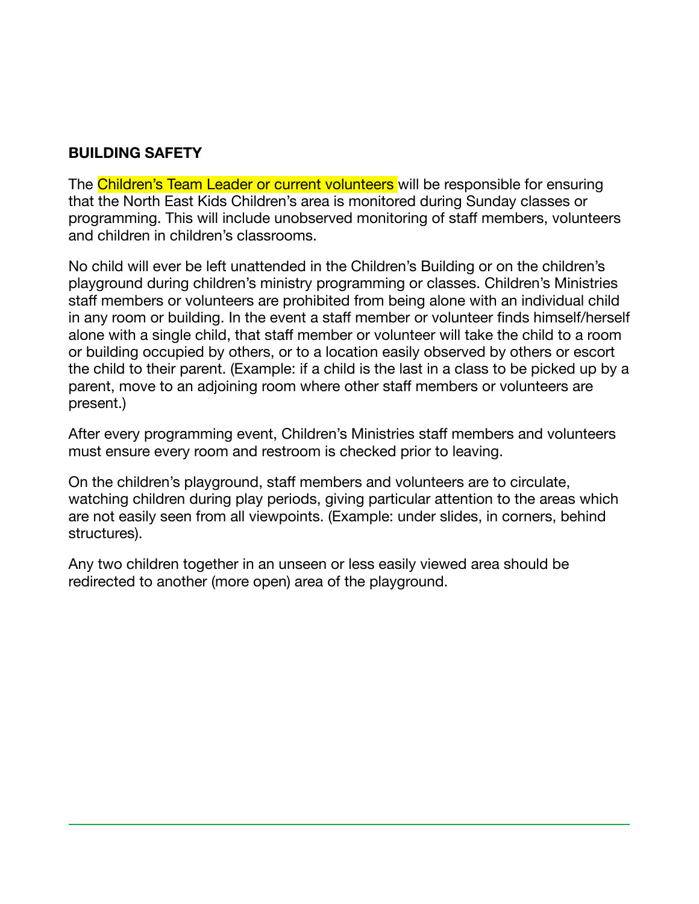## BUILDING SAFETY

The Children's Team Leader or current volunteers will be responsible for ensuring that the North East Kids Children's area is monitored during Sunday classes or programming. This will include unobserved monitoring of staff members, volunteers and children in children's classrooms.

No child will ever be left unattended in the Children's Building or on the children's playground during children's ministry programming or classes. Children's Ministries staff members or volunteers are prohibited from being alone with an individual child in any room or building. In the event a staff member or volunteer finds himself/herself alone with a single child, that staff member or volunteer will take the child to a room or building occupied by others, or to a location easily observed by others or escort the child to their parent. (Example: if a child is the last in a class to be picked up by a parent, move to an adjoining room where other staff members or volunteers are present.)

After every programming event, Children's Ministries staff members and volunteers must ensure every room and restroom is checked prior to leaving.

On the children's playground, staff members and volunteers are to circulate, watching children during play periods, giving particular attention to the areas which are not easily seen from all viewpoints. (Example: under slides, in corners, behind structures).

Any two children together in an unseen or less easily viewed area should be redirected to another (more open) area of the playground.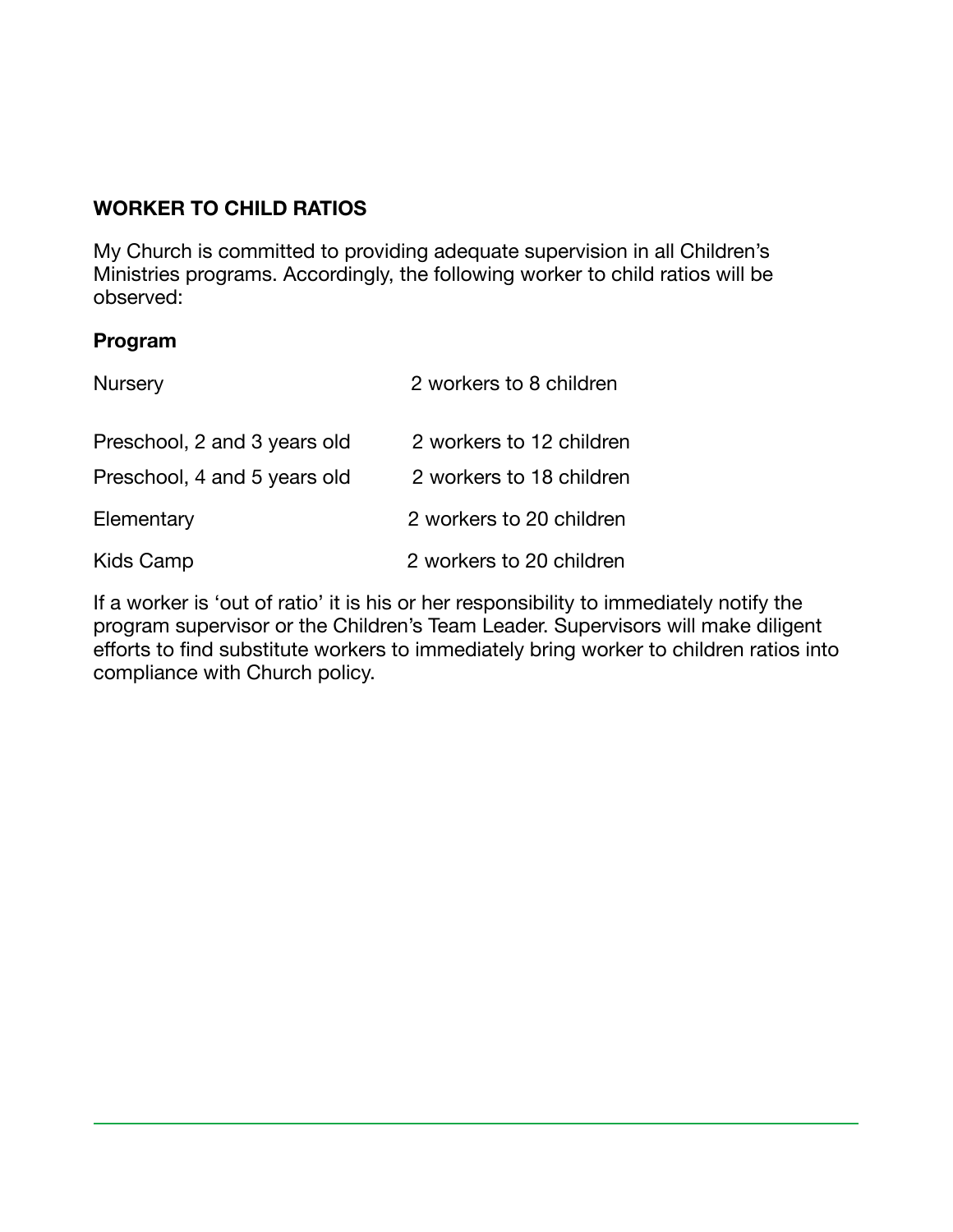## WORKER TO CHILD RATIOS

My Church is committed to providing adequate supervision in all Children's Ministries programs. Accordingly, the following worker to child ratios will be observed:

| **Program** | |
|---|---|
| Nursery | 2 workers to 8 children |
| Preschool, 2 and 3 years old | 2 workers to 12 children |
| Preschool, 4 and 5 years old | 2 workers to 18 children |
| Elementary | 2 workers to 20 children |
| Kids Camp | 2 workers to 20 children |

If a worker is 'out of ratio' it is his or her responsibility to immediately notify the program supervisor or the Children's Team Leader. Supervisors will make diligent efforts to find substitute workers to immediately bring worker to children ratios into compliance with Church policy.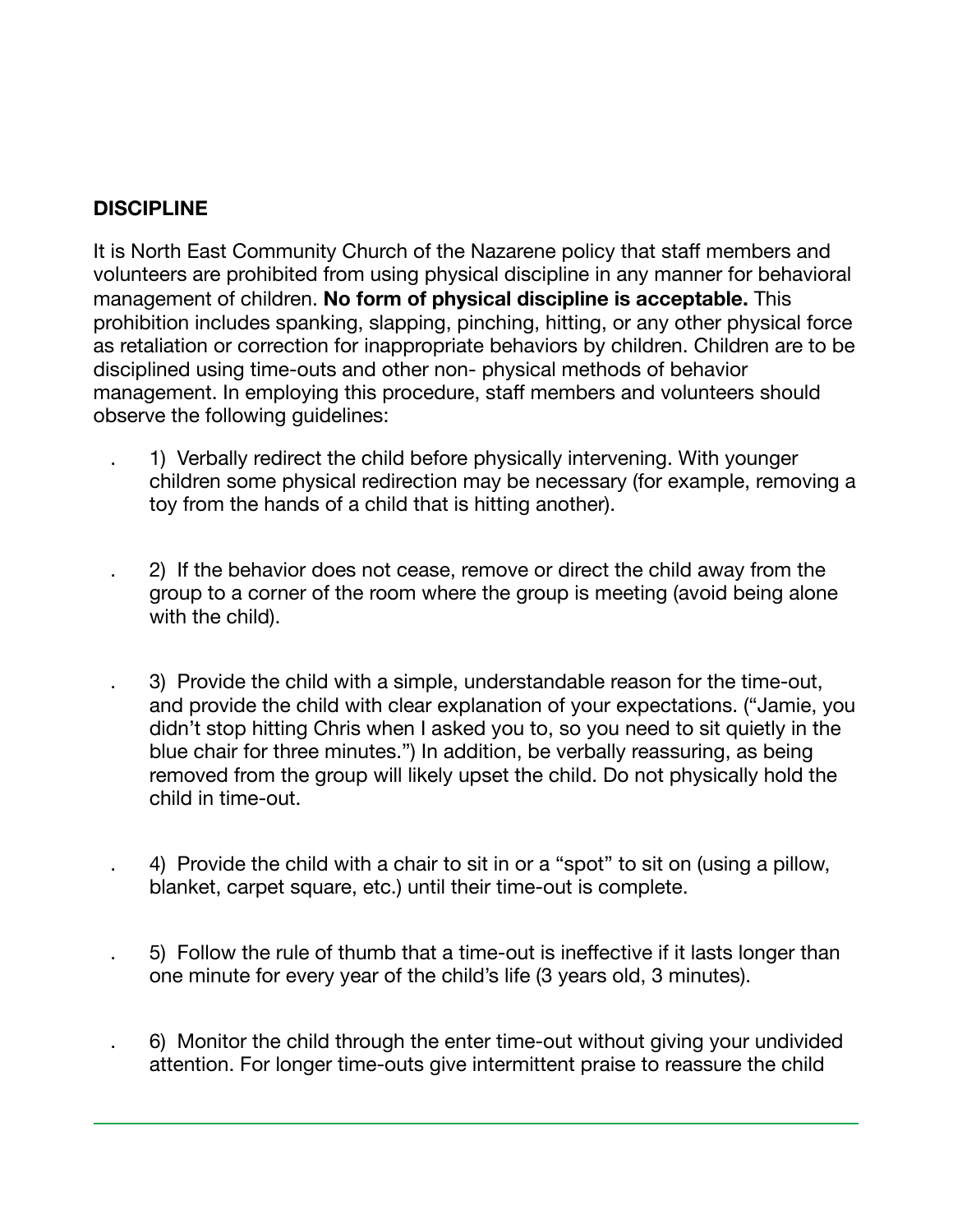**DISCIPLINE**

It is North East Community Church of the Nazarene policy that staff members and volunteers are prohibited from using physical discipline in any manner for behavioral management of children. **No form of physical discipline is acceptable.** This prohibition includes spanking, slapping, pinching, hitting, or any other physical force as retaliation or correction for inappropriate behaviors by children. Children are to be disciplined using time-outs and other non- physical methods of behavior management. In employing this procedure, staff members and volunteers should observe the following guidelines:

1) Verbally redirect the child before physically intervening. With younger children some physical redirection may be necessary (for example, removing a toy from the hands of a child that is hitting another).

2) If the behavior does not cease, remove or direct the child away from the group to a corner of the room where the group is meeting (avoid being alone with the child).

3) Provide the child with a simple, understandable reason for the time-out, and provide the child with clear explanation of your expectations. ("Jamie, you didn't stop hitting Chris when I asked you to, so you need to sit quietly in the blue chair for three minutes.") In addition, be verbally reassuring, as being removed from the group will likely upset the child. Do not physically hold the child in time-out.

4) Provide the child with a chair to sit in or a "spot" to sit on (using a pillow, blanket, carpet square, etc.) until their time-out is complete.

5) Follow the rule of thumb that a time-out is ineffective if it lasts longer than one minute for every year of the child's life (3 years old, 3 minutes).

6) Monitor the child through the enter time-out without giving your undivided attention. For longer time-outs give intermittent praise to reassure the child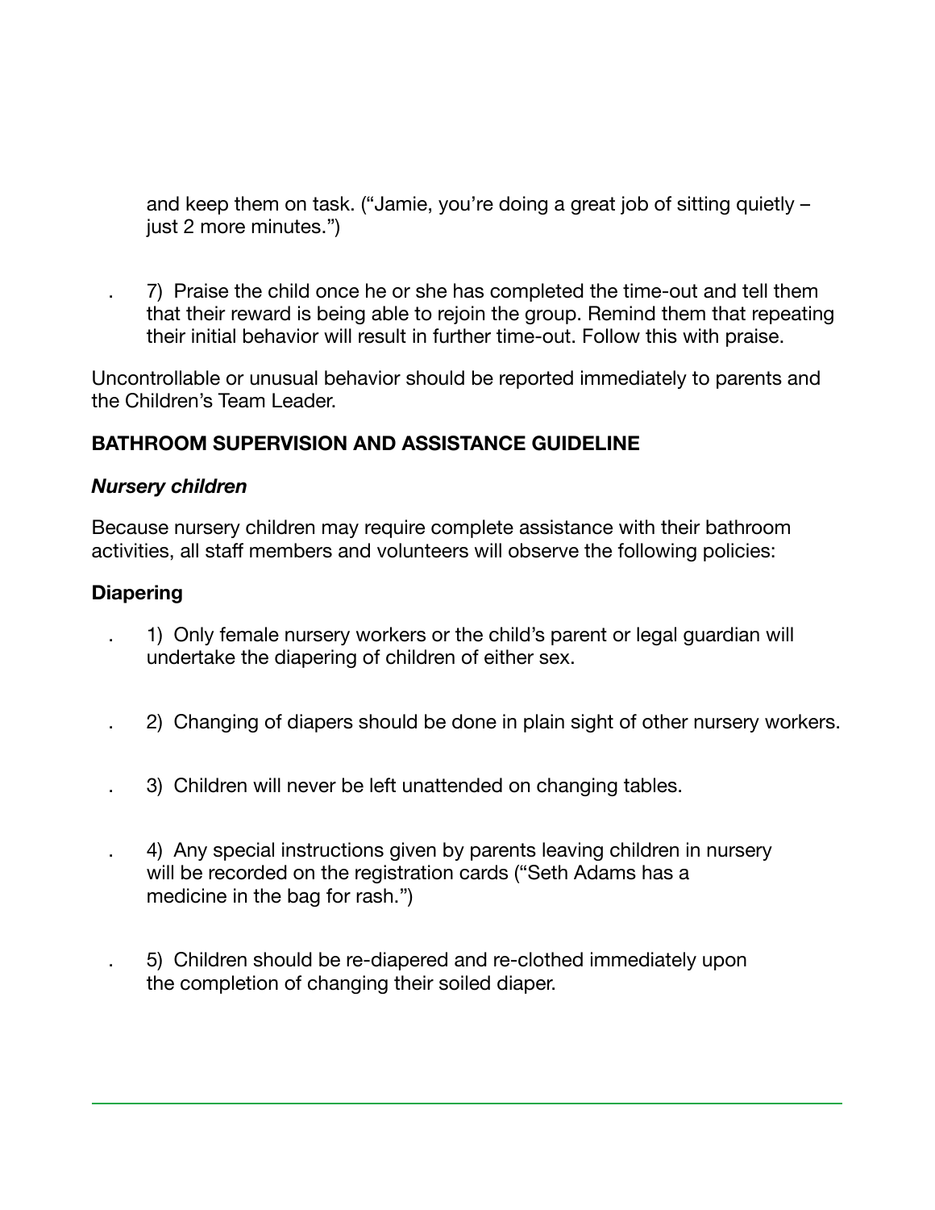and keep them on task. ("Jamie, you're doing a great job of sitting quietly – just 2 more minutes.")

7) Praise the child once he or she has completed the time-out and tell them that their reward is being able to rejoin the group. Remind them that repeating their initial behavior will result in further time-out. Follow this with praise.

Uncontrollable or unusual behavior should be reported immediately to parents and the Children's Team Leader.

**BATHROOM SUPERVISION AND ASSISTANCE GUIDELINE**

***Nursery children***

Because nursery children may require complete assistance with their bathroom activities, all staff members and volunteers will observe the following policies:

**Diapering**

1) Only female nursery workers or the child's parent or legal guardian will undertake the diapering of children of either sex.

2) Changing of diapers should be done in plain sight of other nursery workers.

3) Children will never be left unattended on changing tables.

4) Any special instructions given by parents leaving children in nursery will be recorded on the registration cards ("Seth Adams has a medicine in the bag for rash.")

5) Children should be re-diapered and re-clothed immediately upon the completion of changing their soiled diaper.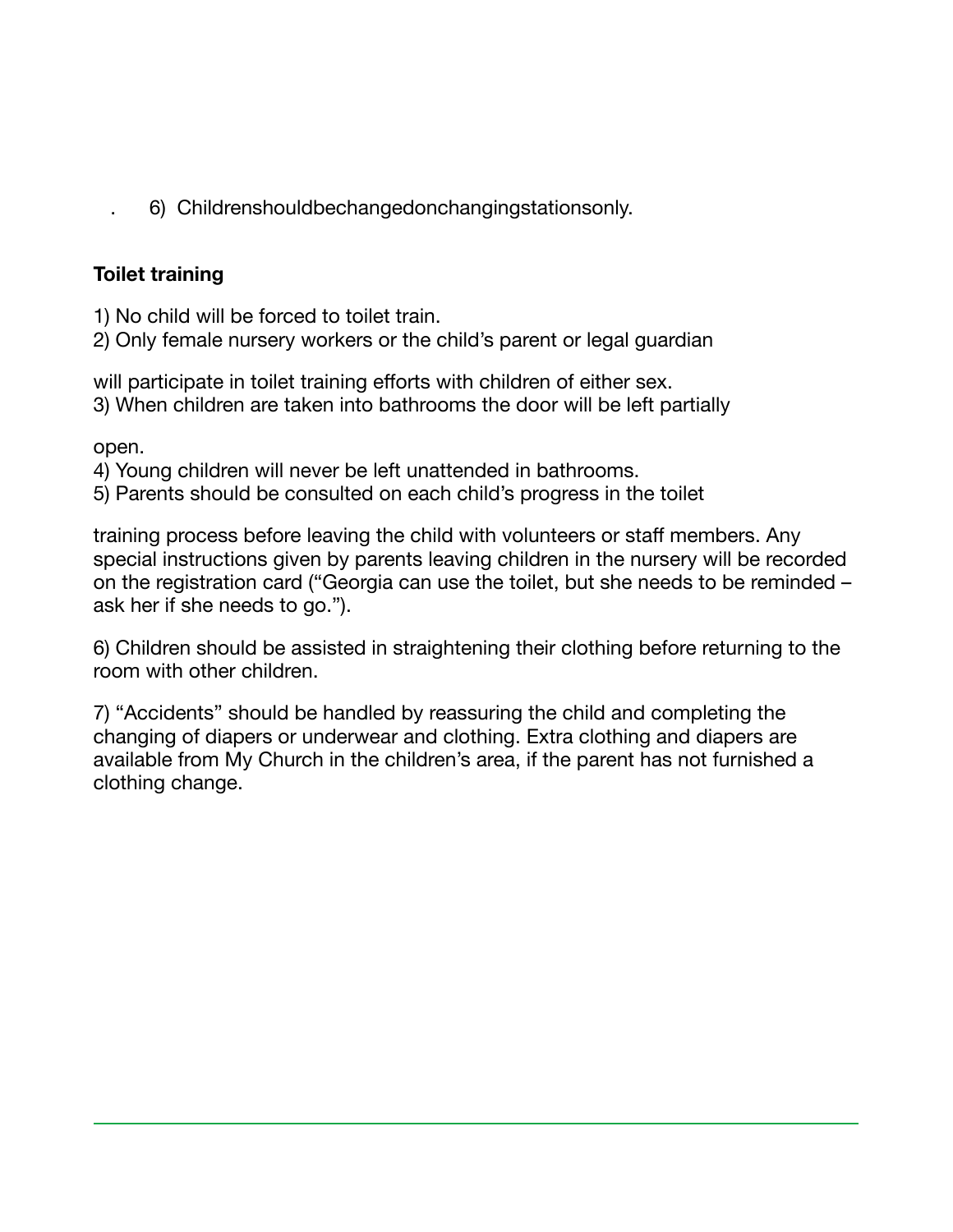6) Childrenshouldbechangedonchangingstationsonly.

**Toilet training**

1) No child will be forced to toilet train.
2) Only female nursery workers or the child's parent or legal guardian will participate in toilet training efforts with children of either sex.
3) When children are taken into bathrooms the door will be left partially open.
4) Young children will never be left unattended in bathrooms.
5) Parents should be consulted on each child's progress in the toilet training process before leaving the child with volunteers or staff members. Any special instructions given by parents leaving children in the nursery will be recorded on the registration card ("Georgia can use the toilet, but she needs to be reminded – ask her if she needs to go.").

6) Children should be assisted in straightening their clothing before returning to the room with other children.

7) "Accidents" should be handled by reassuring the child and completing the changing of diapers or underwear and clothing. Extra clothing and diapers are available from My Church in the children's area, if the parent has not furnished a clothing change.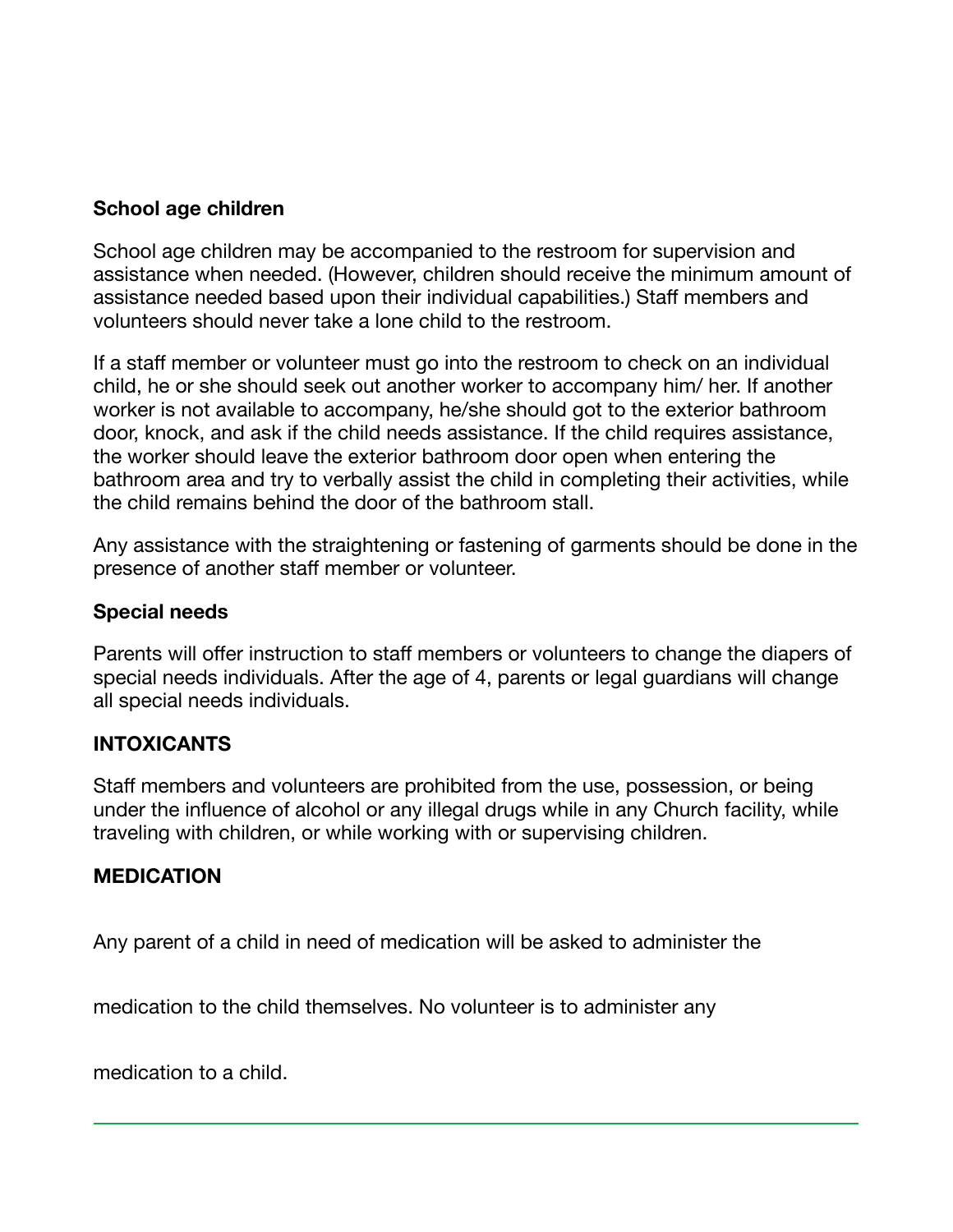**School age children**

School age children may be accompanied to the restroom for supervision and assistance when needed. (However, children should receive the minimum amount of assistance needed based upon their individual capabilities.) Staff members and volunteers should never take a lone child to the restroom.

If a staff member or volunteer must go into the restroom to check on an individual child, he or she should seek out another worker to accompany him/ her. If another worker is not available to accompany, he/she should got to the exterior bathroom door, knock, and ask if the child needs assistance. If the child requires assistance, the worker should leave the exterior bathroom door open when entering the bathroom area and try to verbally assist the child in completing their activities, while the child remains behind the door of the bathroom stall.

Any assistance with the straightening or fastening of garments should be done in the presence of another staff member or volunteer.

**Special needs**

Parents will offer instruction to staff members or volunteers to change the diapers of special needs individuals. After the age of 4, parents or legal guardians will change all special needs individuals.

**INTOXICANTS**

Staff members and volunteers are prohibited from the use, possession, or being under the influence of alcohol or any illegal drugs while in any Church facility, while traveling with children, or while working with or supervising children.

**MEDICATION**

Any parent of a child in need of medication will be asked to administer the medication to the child themselves. No volunteer is to administer any medication to a child.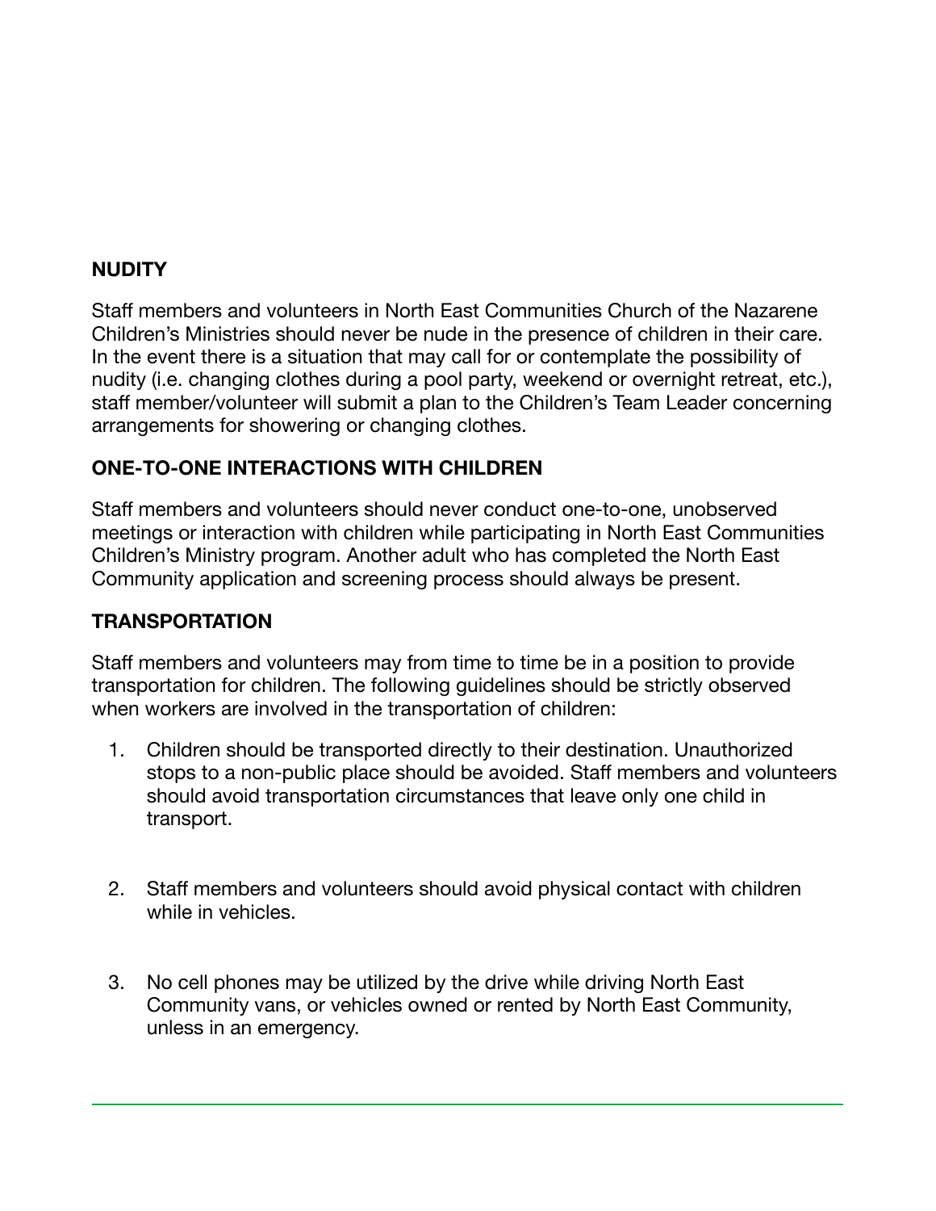**NUDITY**

Staff members and volunteers in North East Communities Church of the Nazarene Children's Ministries should never be nude in the presence of children in their care. In the event there is a situation that may call for or contemplate the possibility of nudity (i.e. changing clothes during a pool party, weekend or overnight retreat, etc.), staff member/volunteer will submit a plan to the Children's Team Leader concerning arrangements for showering or changing clothes.

**ONE-TO-ONE INTERACTIONS WITH CHILDREN**

Staff members and volunteers should never conduct one-to-one, unobserved meetings or interaction with children while participating in North East Communities Children's Ministry program. Another adult who has completed the North East Community application and screening process should always be present.

**TRANSPORTATION**

Staff members and volunteers may from time to time be in a position to provide transportation for children. The following guidelines should be strictly observed when workers are involved in the transportation of children:

1. Children should be transported directly to their destination. Unauthorized stops to a non-public place should be avoided. Staff members and volunteers should avoid transportation circumstances that leave only one child in transport.

2. Staff members and volunteers should avoid physical contact with children while in vehicles.

3. No cell phones may be utilized by the drive while driving North East Community vans, or vehicles owned or rented by North East Community, unless in an emergency.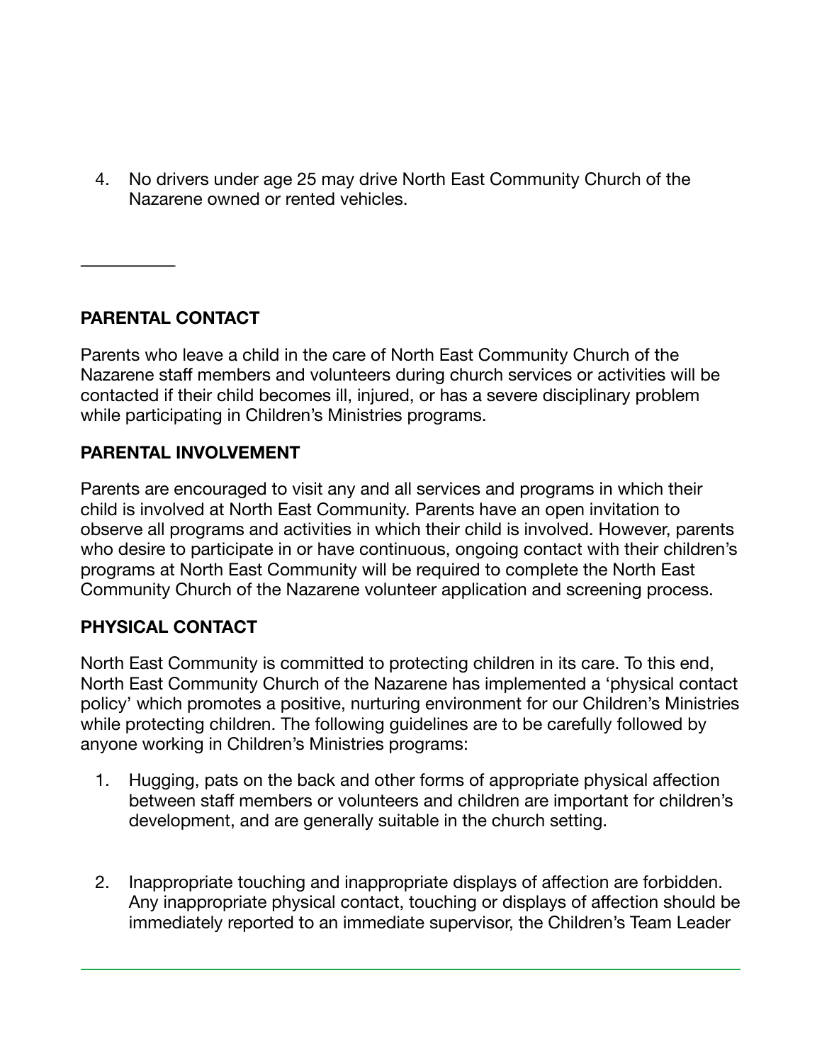4. No drivers under age 25 may drive North East Community Church of the Nazarene owned or rented vehicles.

---

**PARENTAL CONTACT**

Parents who leave a child in the care of North East Community Church of the Nazarene staff members and volunteers during church services or activities will be contacted if their child becomes ill, injured, or has a severe disciplinary problem while participating in Children's Ministries programs.

**PARENTAL INVOLVEMENT**

Parents are encouraged to visit any and all services and programs in which their child is involved at North East Community. Parents have an open invitation to observe all programs and activities in which their child is involved. However, parents who desire to participate in or have continuous, ongoing contact with their children's programs at North East Community will be required to complete the North East Community Church of the Nazarene volunteer application and screening process.

**PHYSICAL CONTACT**

North East Community is committed to protecting children in its care. To this end, North East Community Church of the Nazarene has implemented a 'physical contact policy' which promotes a positive, nurturing environment for our Children's Ministries while protecting children. The following guidelines are to be carefully followed by anyone working in Children's Ministries programs:

1. Hugging, pats on the back and other forms of appropriate physical affection between staff members or volunteers and children are important for children's development, and are generally suitable in the church setting.

2. Inappropriate touching and inappropriate displays of affection are forbidden. Any inappropriate physical contact, touching or displays of affection should be immediately reported to an immediate supervisor, the Children's Team Leader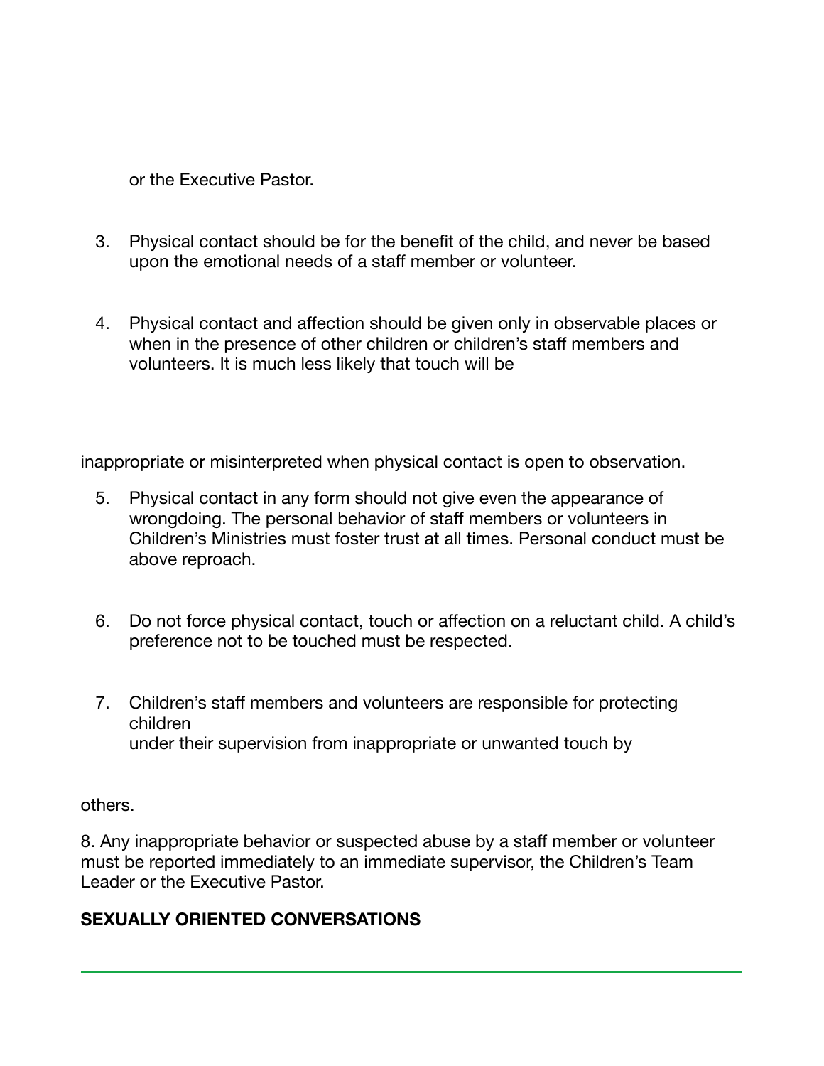or the Executive Pastor.

3. Physical contact should be for the benefit of the child, and never be based upon the emotional needs of a staff member or volunteer.

4. Physical contact and affection should be given only in observable places or when in the presence of other children or children's staff members and volunteers. It is much less likely that touch will be inappropriate or misinterpreted when physical contact is open to observation.

5. Physical contact in any form should not give even the appearance of wrongdoing. The personal behavior of staff members or volunteers in Children's Ministries must foster trust at all times. Personal conduct must be above reproach.

6. Do not force physical contact, touch or affection on a reluctant child. A child's preference not to be touched must be respected.

7. Children's staff members and volunteers are responsible for protecting children under their supervision from inappropriate or unwanted touch by others.

8. Any inappropriate behavior or suspected abuse by a staff member or volunteer must be reported immediately to an immediate supervisor, the Children's Team Leader or the Executive Pastor.

**SEXUALLY ORIENTED CONVERSATIONS**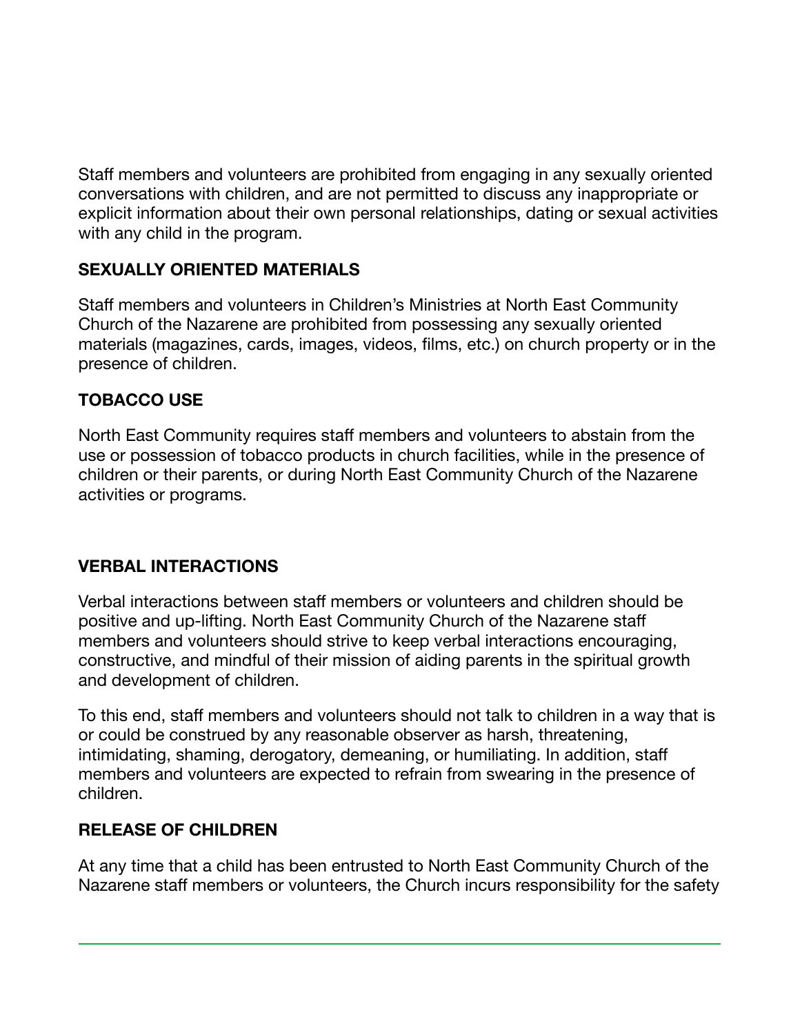Staff members and volunteers are prohibited from engaging in any sexually oriented conversations with children, and are not permitted to discuss any inappropriate or explicit information about their own personal relationships, dating or sexual activities with any child in the program.

**SEXUALLY ORIENTED MATERIALS**

Staff members and volunteers in Children's Ministries at North East Community Church of the Nazarene are prohibited from possessing any sexually oriented materials (magazines, cards, images, videos, films, etc.) on church property or in the presence of children.

**TOBACCO USE**

North East Community requires staff members and volunteers to abstain from the use or possession of tobacco products in church facilities, while in the presence of children or their parents, or during North East Community Church of the Nazarene activities or programs.

**VERBAL INTERACTIONS**

Verbal interactions between staff members or volunteers and children should be positive and up-lifting. North East Community Church of the Nazarene staff members and volunteers should strive to keep verbal interactions encouraging, constructive, and mindful of their mission of aiding parents in the spiritual growth and development of children.

To this end, staff members and volunteers should not talk to children in a way that is or could be construed by any reasonable observer as harsh, threatening, intimidating, shaming, derogatory, demeaning, or humiliating. In addition, staff members and volunteers are expected to refrain from swearing in the presence of children.

**RELEASE OF CHILDREN**

At any time that a child has been entrusted to North East Community Church of the Nazarene staff members or volunteers, the Church incurs responsibility for the safety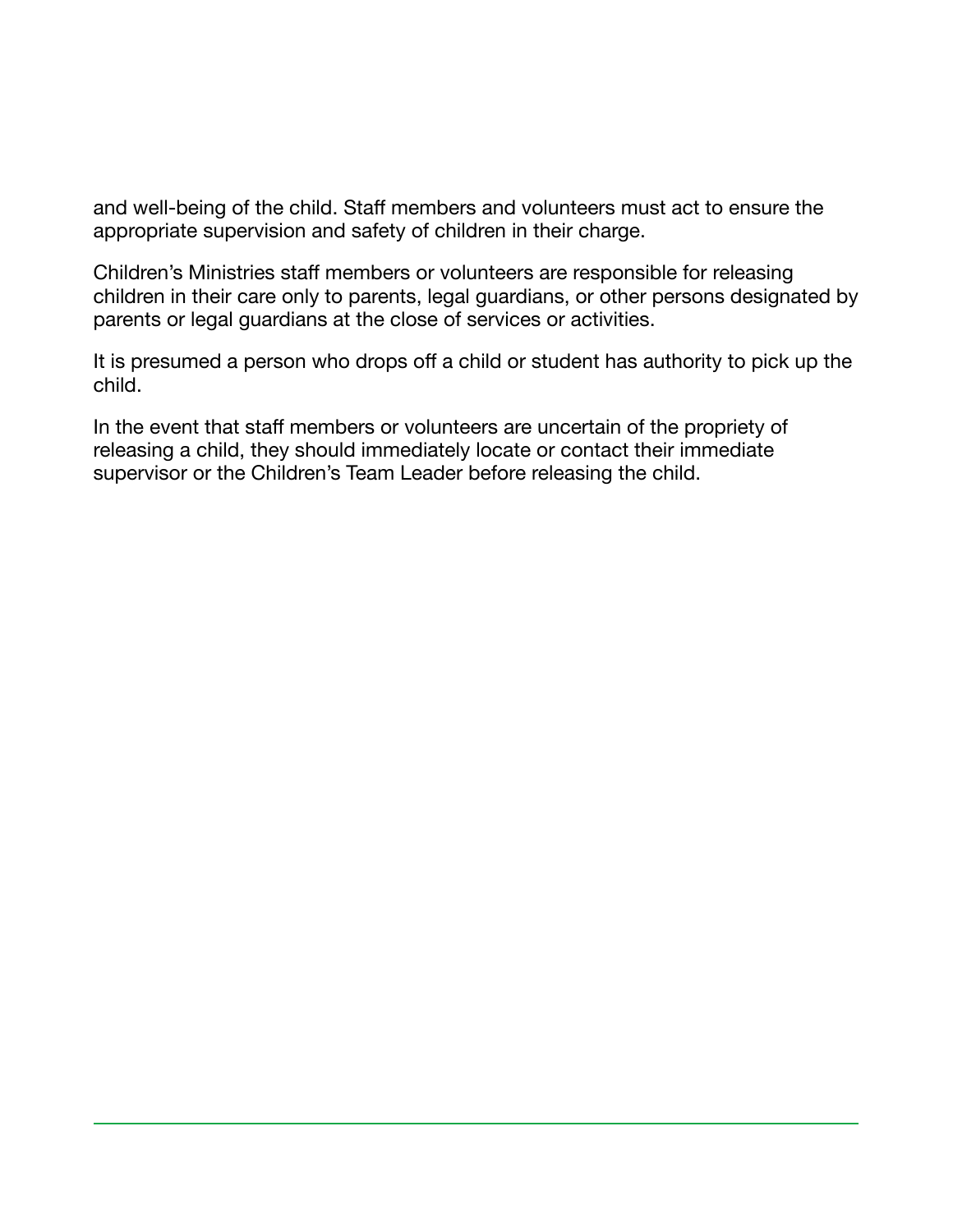and well-being of the child. Staff members and volunteers must act to ensure the appropriate supervision and safety of children in their charge.

Children's Ministries staff members or volunteers are responsible for releasing children in their care only to parents, legal guardians, or other persons designated by parents or legal guardians at the close of services or activities.

It is presumed a person who drops off a child or student has authority to pick up the child.

In the event that staff members or volunteers are uncertain of the propriety of releasing a child, they should immediately locate or contact their immediate supervisor or the Children's Team Leader before releasing the child.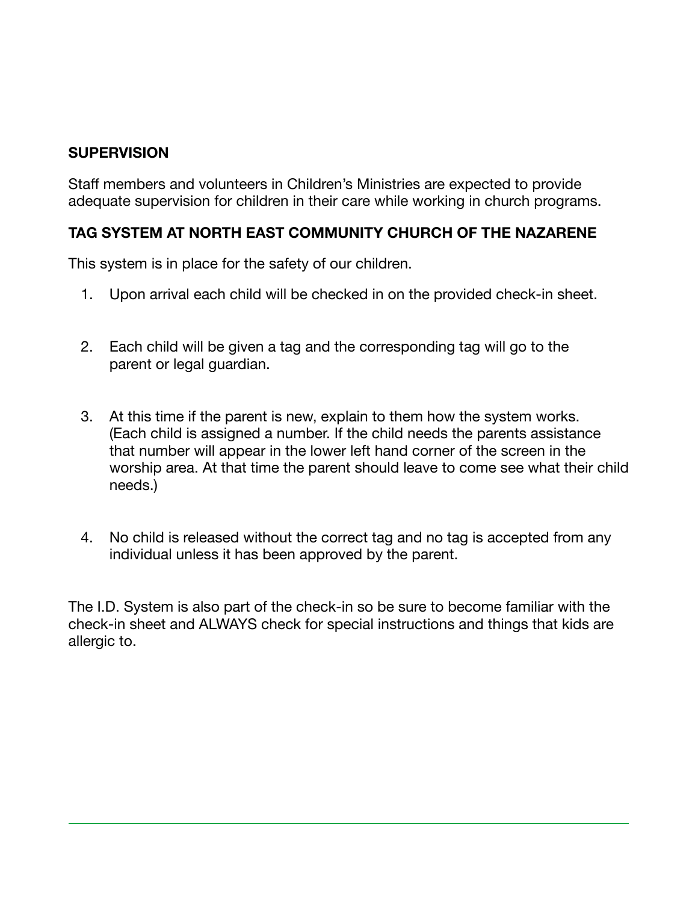## SUPERVISION

Staff members and volunteers in Children's Ministries are expected to provide adequate supervision for children in their care while working in church programs.

## TAG SYSTEM AT NORTH EAST COMMUNITY CHURCH OF THE NAZARENE

This system is in place for the safety of our children.

1. Upon arrival each child will be checked in on the provided check-in sheet.

2. Each child will be given a tag and the corresponding tag will go to the parent or legal guardian.

3. At this time if the parent is new, explain to them how the system works. (Each child is assigned a number. If the child needs the parents assistance that number will appear in the lower left hand corner of the screen in the worship area. At that time the parent should leave to come see what their child needs.)

4. No child is released without the correct tag and no tag is accepted from any individual unless it has been approved by the parent.

The I.D. System is also part of the check-in so be sure to become familiar with the check-in sheet and ALWAYS check for special instructions and things that kids are allergic to.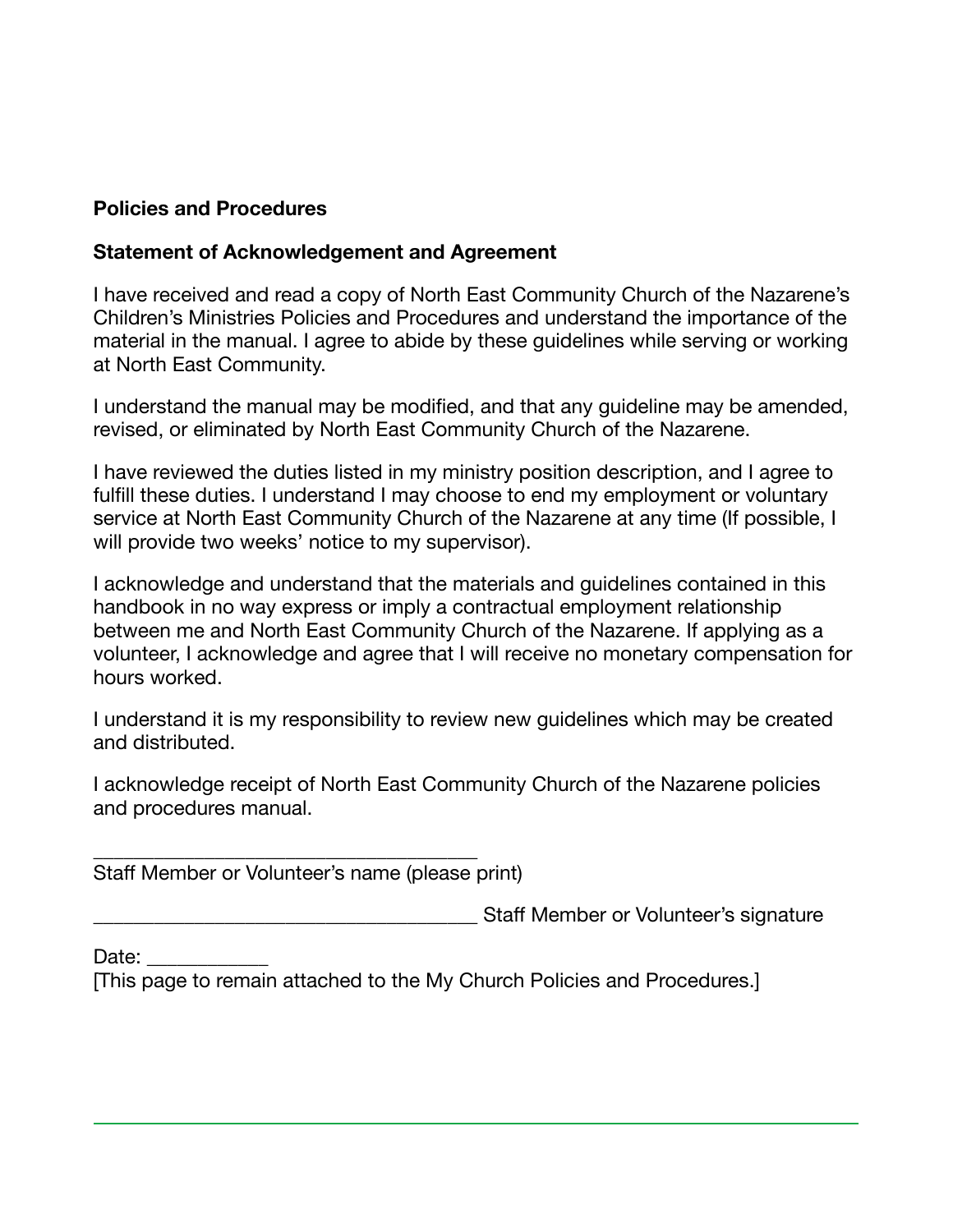**Policies and Procedures**

**Statement of Acknowledgement and Agreement**

I have received and read a copy of North East Community Church of the Nazarene's Children's Ministries Policies and Procedures and understand the importance of the material in the manual. I agree to abide by these guidelines while serving or working at North East Community.

I understand the manual may be modified, and that any guideline may be amended, revised, or eliminated by North East Community Church of the Nazarene.

I have reviewed the duties listed in my ministry position description, and I agree to fulfill these duties. I understand I may choose to end my employment or voluntary service at North East Community Church of the Nazarene at any time (If possible, I will provide two weeks' notice to my supervisor).

I acknowledge and understand that the materials and guidelines contained in this handbook in no way express or imply a contractual employment relationship between me and North East Community Church of the Nazarene. If applying as a volunteer, I acknowledge and agree that I will receive no monetary compensation for hours worked.

I understand it is my responsibility to review new guidelines which may be created and distributed.

I acknowledge receipt of North East Community Church of the Nazarene policies and procedures manual.

____________________________________
Staff Member or Volunteer's name (please print)

____________________________________ Staff Member or Volunteer's signature

Date: ___________

[This page to remain attached to the My Church Policies and Procedures.]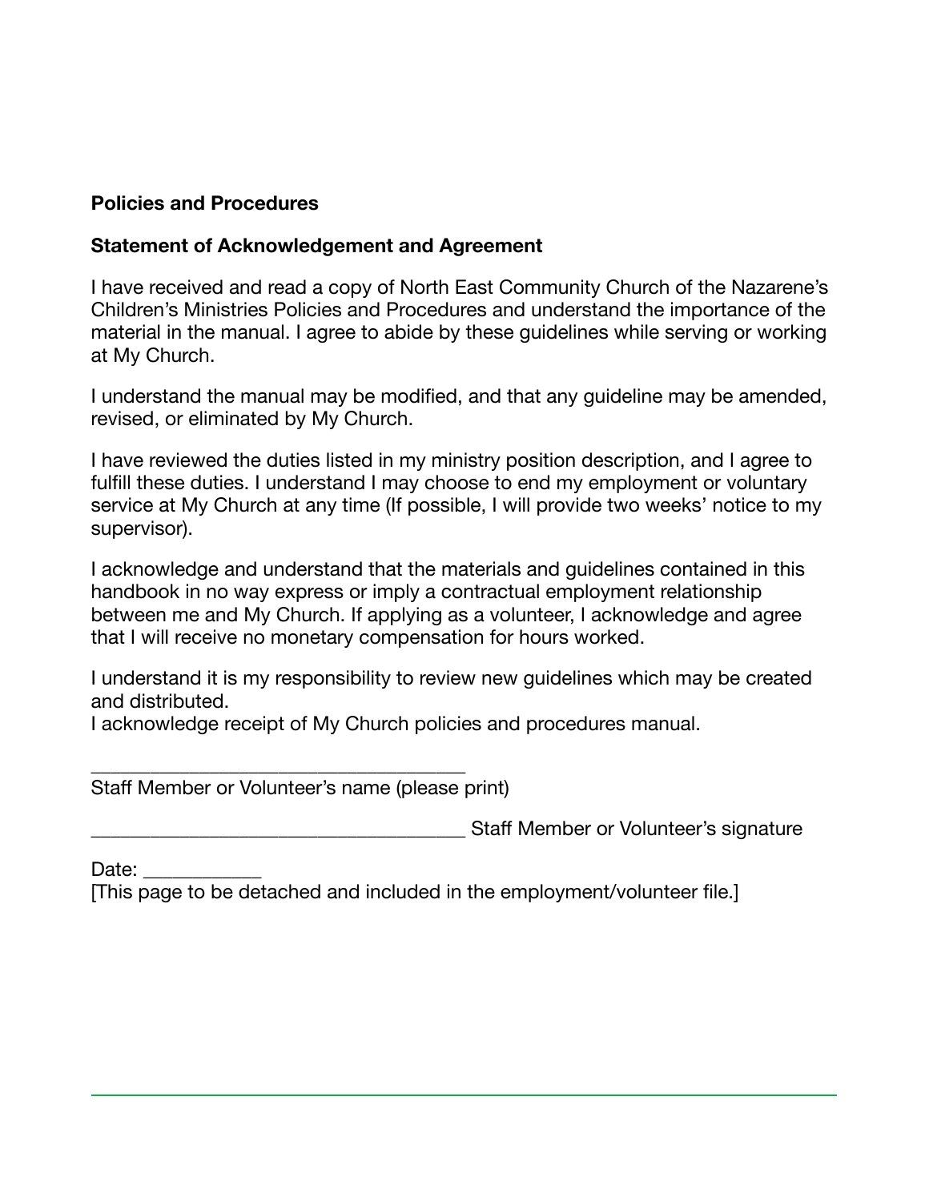**Policies and Procedures**

**Statement of Acknowledgement and Agreement**

I have received and read a copy of North East Community Church of the Nazarene's Children's Ministries Policies and Procedures and understand the importance of the material in the manual. I agree to abide by these guidelines while serving or working at My Church.

I understand the manual may be modified, and that any guideline may be amended, revised, or eliminated by My Church.

I have reviewed the duties listed in my ministry position description, and I agree to fulfill these duties. I understand I may choose to end my employment or voluntary service at My Church at any time (If possible, I will provide two weeks' notice to my supervisor).

I acknowledge and understand that the materials and guidelines contained in this handbook in no way express or imply a contractual employment relationship between me and My Church. If applying as a volunteer, I acknowledge and agree that I will receive no monetary compensation for hours worked.

I understand it is my responsibility to review new guidelines which may be created and distributed.
I acknowledge receipt of My Church policies and procedures manual.

\_\_\_\_\_\_\_\_\_\_\_\_\_\_\_\_\_\_\_\_\_\_\_\_\_\_\_\_\_\_\_\_\_\_\_\_
Staff Member or Volunteer's name (please print)

\_\_\_\_\_\_\_\_\_\_\_\_\_\_\_\_\_\_\_\_\_\_\_\_\_\_\_\_\_\_\_\_\_\_\_\_ Staff Member or Volunteer's signature

Date: \_\_\_\_\_\_\_\_\_\_\_
[This page to be detached and included in the employment/volunteer file.]